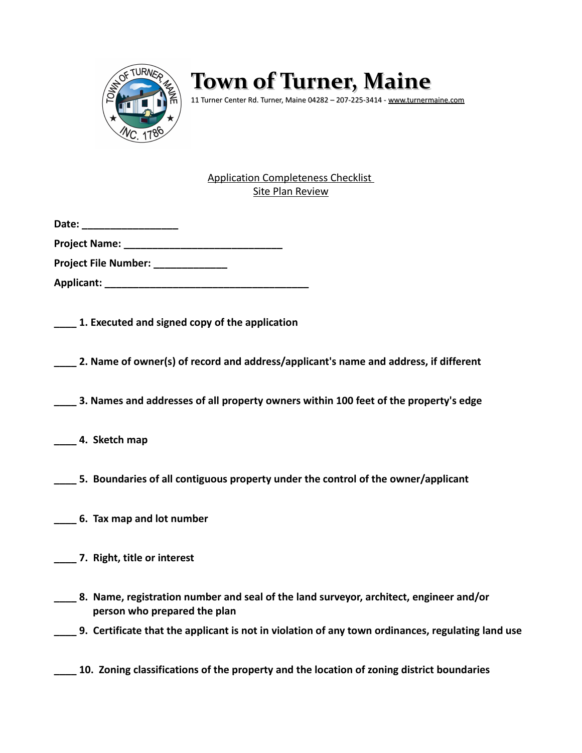# Town of Turner, Maine

11 Turner Center Rd. Turner, Maine 04282 – 207-225-3414 - www.turnermaine.com

Application Completeness Checklist
Site Plan Review

**Date:** _________________

**Project Name:** ____________________________

**Project File Number:** _____________

**Applicant:** ____________________________________

____ **1. Executed and signed copy of the application**

____ **2. Name of owner(s) of record and address/applicant's name and address, if different**

____ **3. Names and addresses of all property owners within 100 feet of the property's edge**

____ **4. Sketch map**

____ **5. Boundaries of all contiguous property under the control of the owner/applicant**

____ **6. Tax map and lot number**

____ **7. Right, title or interest**

____ **8. Name, registration number and seal of the land surveyor, architect, engineer and/or person who prepared the plan**

____ **9. Certificate that the applicant is not in violation of any town ordinances, regulating land use**

____ **10. Zoning classifications of the property and the location of zoning district boundaries**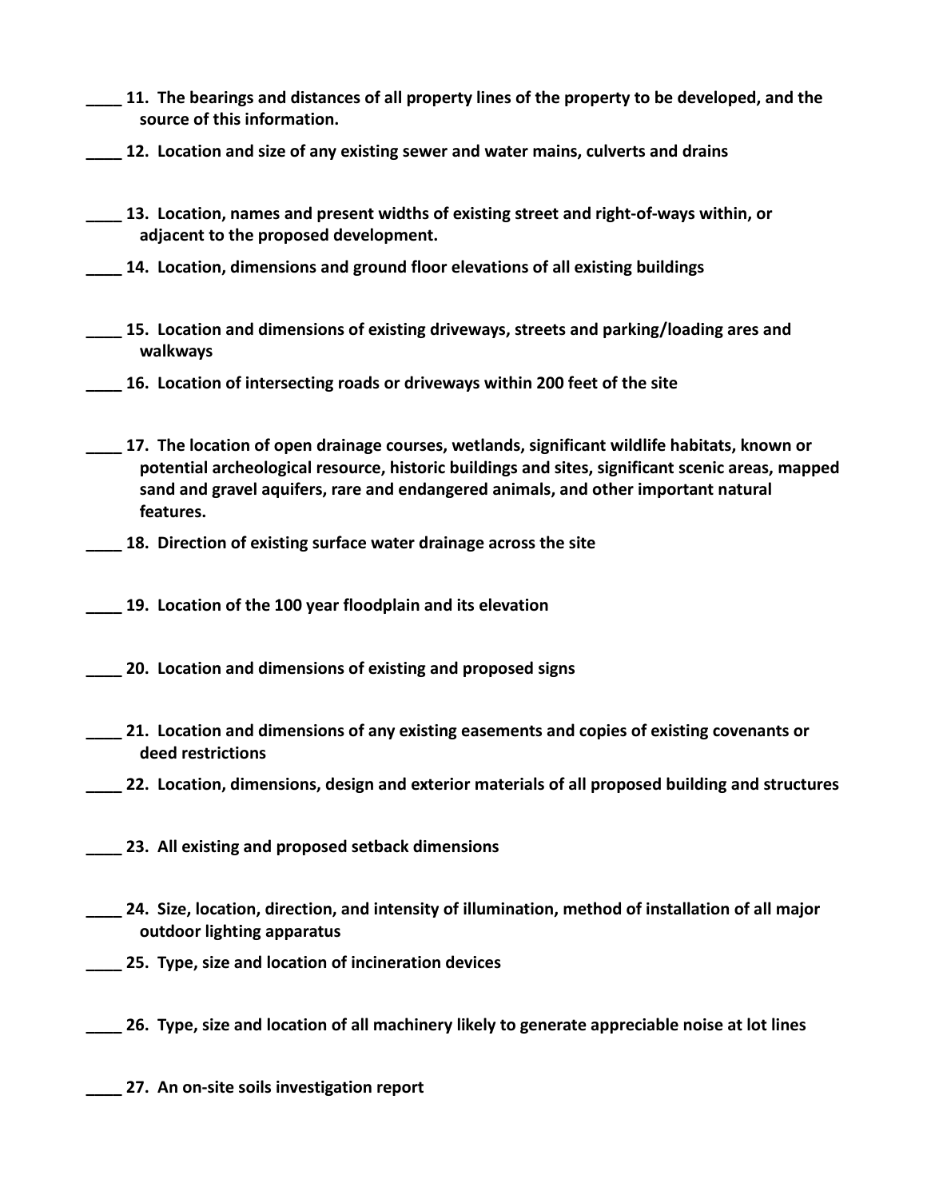**____ 11. The bearings and distances of all property lines of the property to be developed, and the source of this information.**

**____ 12. Location and size of any existing sewer and water mains, culverts and drains**

**____ 13. Location, names and present widths of existing street and right-of-ways within, or adjacent to the proposed development.**

**____ 14. Location, dimensions and ground floor elevations of all existing buildings**

**____ 15. Location and dimensions of existing driveways, streets and parking/loading ares and walkways**

**____ 16. Location of intersecting roads or driveways within 200 feet of the site**

**____ 17. The location of open drainage courses, wetlands, significant wildlife habitats, known or potential archeological resource, historic buildings and sites, significant scenic areas, mapped sand and gravel aquifers, rare and endangered animals, and other important natural features.**

**____ 18. Direction of existing surface water drainage across the site**

**____ 19. Location of the 100 year floodplain and its elevation**

**____ 20. Location and dimensions of existing and proposed signs**

**____ 21. Location and dimensions of any existing easements and copies of existing covenants or deed restrictions**

**____ 22. Location, dimensions, design and exterior materials of all proposed building and structures**

**____ 23. All existing and proposed setback dimensions**

**____ 24. Size, location, direction, and intensity of illumination, method of installation of all major outdoor lighting apparatus**

**____ 25. Type, size and location of incineration devices**

**____ 26. Type, size and location of all machinery likely to generate appreciable noise at lot lines**

**____ 27. An on-site soils investigation report**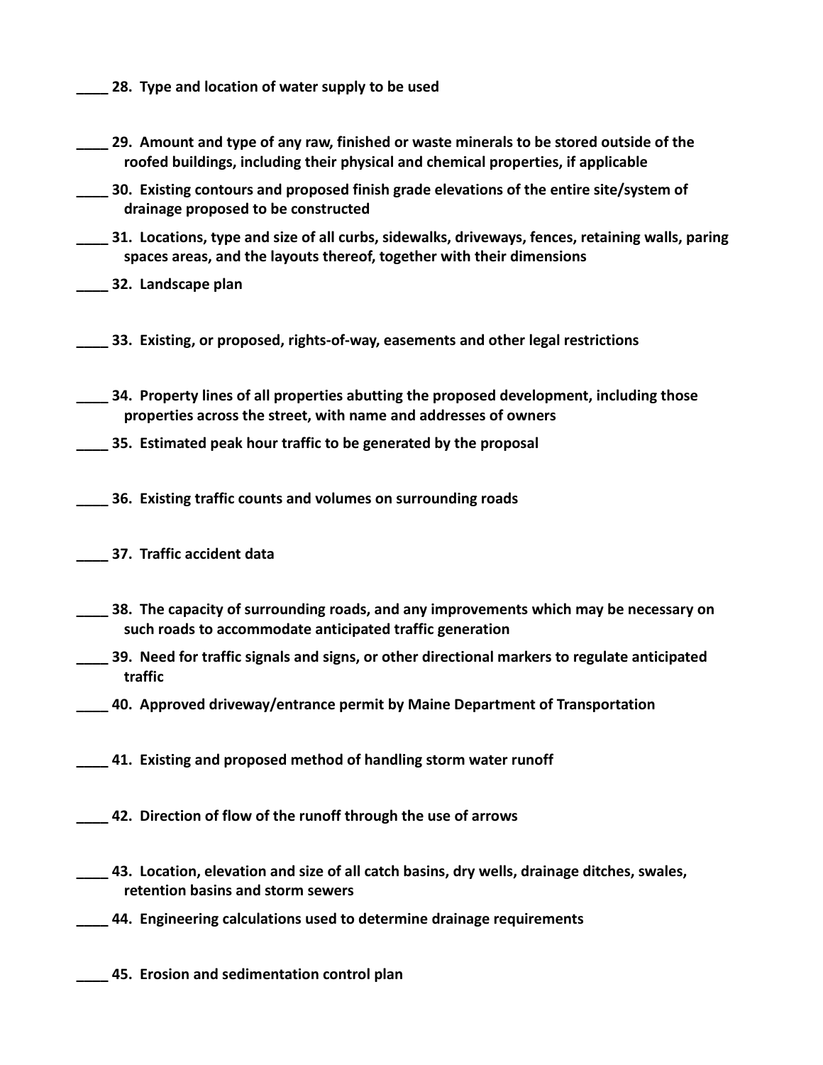**____ 28. Type and location of water supply to be used**

**____ 29. Amount and type of any raw, finished or waste minerals to be stored outside of the roofed buildings, including their physical and chemical properties, if applicable**

**____ 30. Existing contours and proposed finish grade elevations of the entire site/system of drainage proposed to be constructed**

**____ 31. Locations, type and size of all curbs, sidewalks, driveways, fences, retaining walls, paring spaces areas, and the layouts thereof, together with their dimensions**

**____ 32. Landscape plan**

**____ 33. Existing, or proposed, rights-of-way, easements and other legal restrictions**

**____ 34. Property lines of all properties abutting the proposed development, including those properties across the street, with name and addresses of owners**

**____ 35. Estimated peak hour traffic to be generated by the proposal**

**____ 36. Existing traffic counts and volumes on surrounding roads**

**____ 37. Traffic accident data**

**____ 38. The capacity of surrounding roads, and any improvements which may be necessary on such roads to accommodate anticipated traffic generation**

**____ 39. Need for traffic signals and signs, or other directional markers to regulate anticipated traffic**

**____ 40. Approved driveway/entrance permit by Maine Department of Transportation**

**____ 41. Existing and proposed method of handling storm water runoff**

**____ 42. Direction of flow of the runoff through the use of arrows**

**____ 43. Location, elevation and size of all catch basins, dry wells, drainage ditches, swales, retention basins and storm sewers**

**____ 44. Engineering calculations used to determine drainage requirements**

**____ 45. Erosion and sedimentation control plan**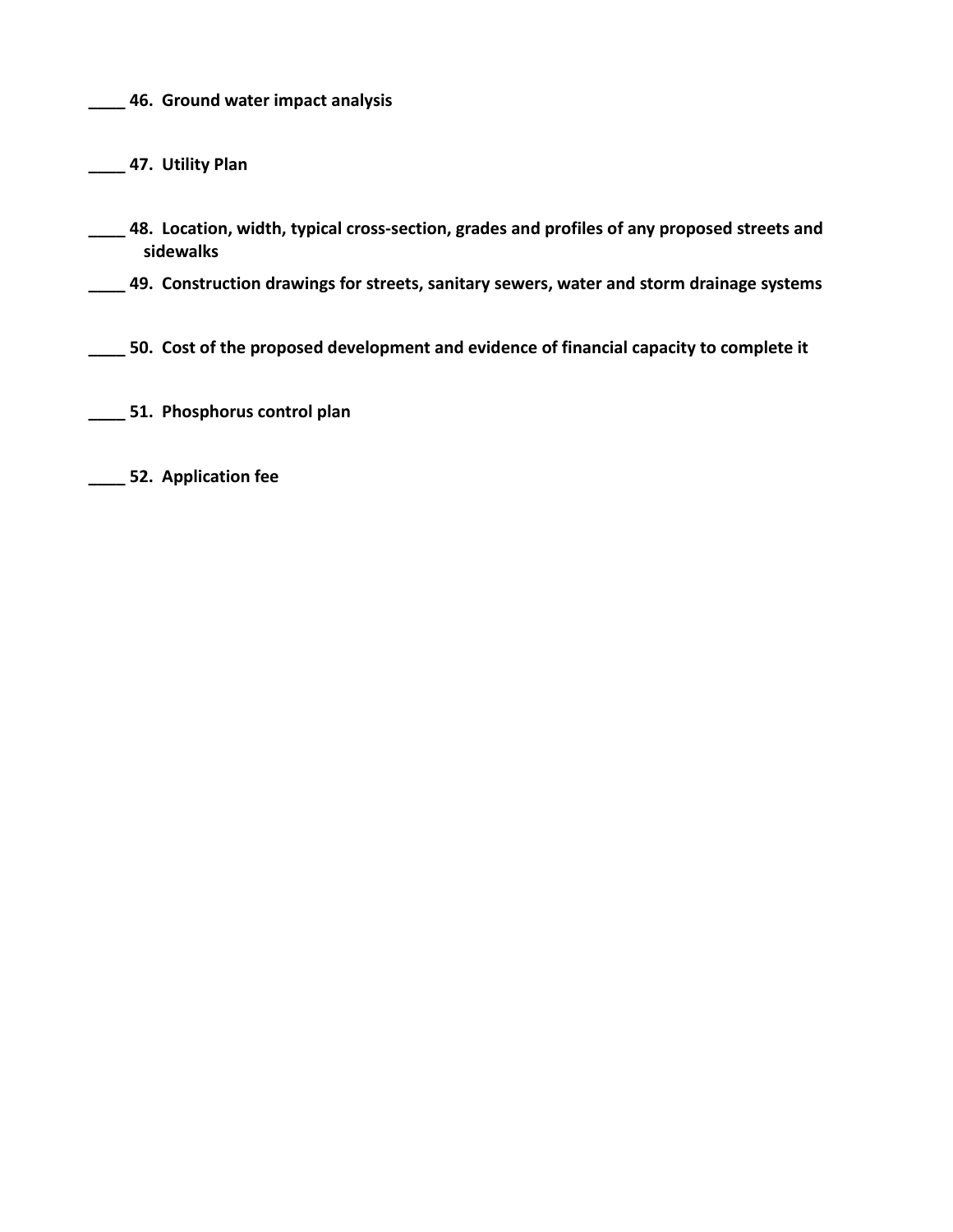**____ 46. Ground water impact analysis**

**____ 47. Utility Plan**

**____ 48. Location, width, typical cross-section, grades and profiles of any proposed streets and sidewalks**

**____ 49. Construction drawings for streets, sanitary sewers, water and storm drainage systems**

**____ 50. Cost of the proposed development and evidence of financial capacity to complete it**

**____ 51. Phosphorus control plan**

**____ 52. Application fee**